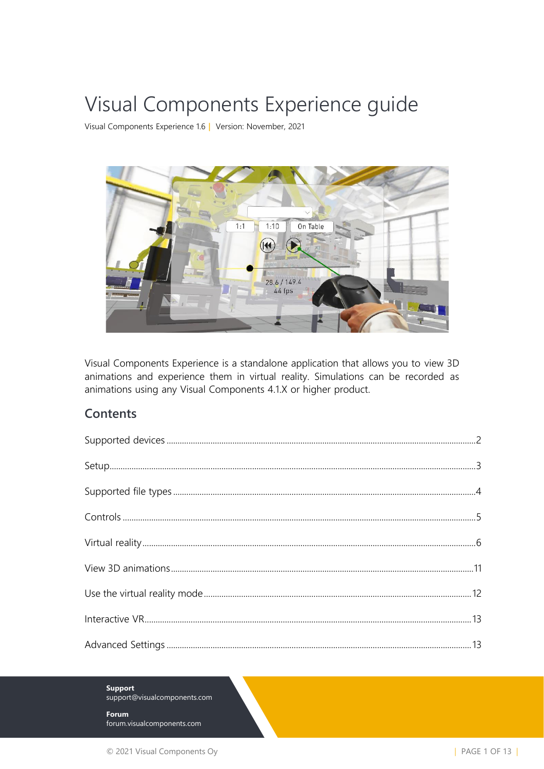# Visual Components Experience guide

Visual Components Experience 1.6 | Version: November, 2021

Visual Components Experience is a standalone application that allows you to view 3D animations and experience them in virtual reality. Simulations can be recorded as animations using any Visual Components 4.1.X or higher product.

## Contents

Supported devices ..... 2

Setup ..... 3

Supported file types ..... 4

Controls ..... 5

Virtual reality ..... 6

View 3D animations ..... 11

Use the virtual reality mode ..... 12

Interactive VR ..... 13

Advanced Settings ..... 13

**Support**
support@visualcomponents.com

**Forum**
forum.visualcomponents.com

© 2021 Visual Components Oy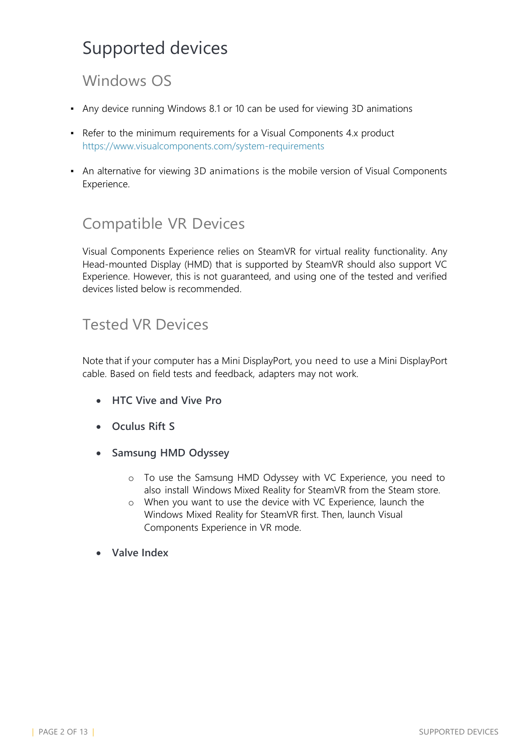# Supported devices

## Windows OS

- Any device running Windows 8.1 or 10 can be used for viewing 3D animations
- Refer to the minimum requirements for a Visual Components 4.x product https://www.visualcomponents.com/system-requirements
- An alternative for viewing 3D animations is the mobile version of Visual Components Experience.

## Compatible VR Devices

Visual Components Experience relies on SteamVR for virtual reality functionality. Any Head-mounted Display (HMD) that is supported by SteamVR should also support VC Experience. However, this is not guaranteed, and using one of the tested and verified devices listed below is recommended.

## Tested VR Devices

Note that if your computer has a Mini DisplayPort, you need to use a Mini DisplayPort cable. Based on field tests and feedback, adapters may not work.

- **HTC Vive and Vive Pro**
- **Oculus Rift S**
- **Samsung HMD Odyssey**
  - To use the Samsung HMD Odyssey with VC Experience, you need to also install Windows Mixed Reality for SteamVR from the Steam store.
  - When you want to use the device with VC Experience, launch the Windows Mixed Reality for SteamVR first. Then, launch Visual Components Experience in VR mode.
- **Valve Index**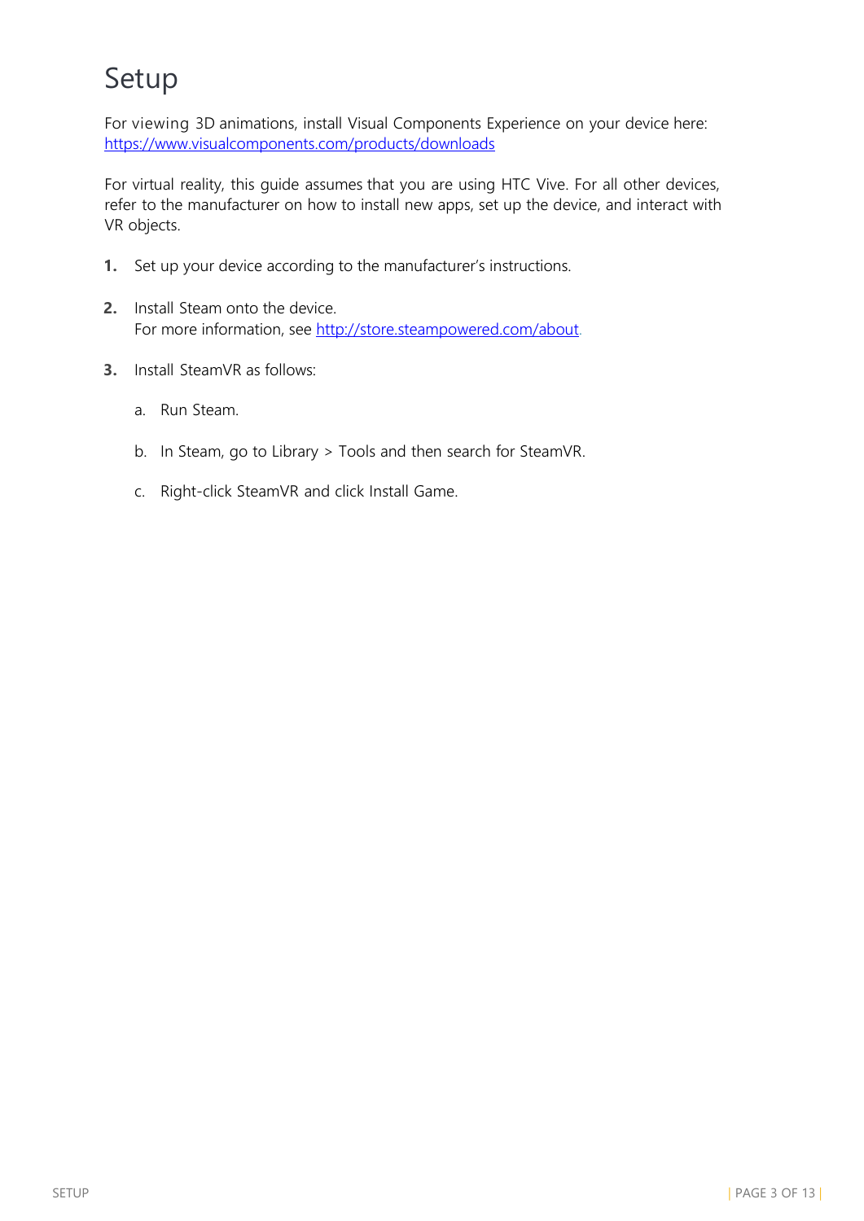# Setup

For viewing 3D animations, install Visual Components Experience on your device here: https://www.visualcomponents.com/products/downloads

For virtual reality, this guide assumes that you are using HTC Vive. For all other devices, refer to the manufacturer on how to install new apps, set up the device, and interact with VR objects.

1. Set up your device according to the manufacturer's instructions.
2. Install Steam onto the device.  
   For more information, see http://store.steampowered.com/about.
3. Install SteamVR as follows:
   a. Run Steam.
   b. In Steam, go to Library > Tools and then search for SteamVR.
   c. Right-click SteamVR and click Install Game.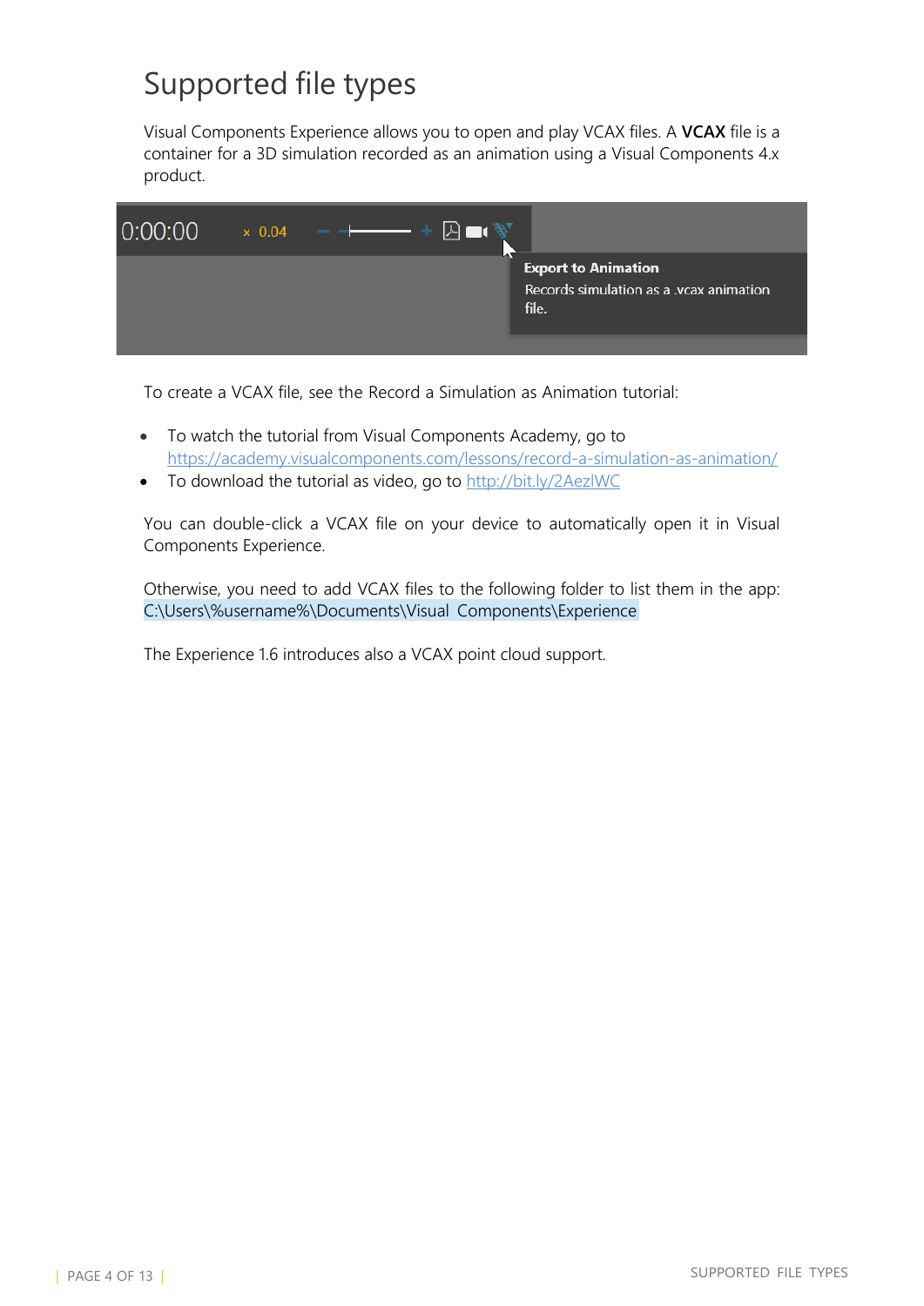# Supported file types

Visual Components Experience allows you to open and play VCAX files. A **VCAX** file is a container for a 3D simulation recorded as an animation using a Visual Components 4.x product.

To create a VCAX file, see the Record a Simulation as Animation tutorial:

- To watch the tutorial from Visual Components Academy, go to https://academy.visualcomponents.com/lessons/record-a-simulation-as-animation/
- To download the tutorial as video, go to http://bit.ly/2AezlWC

You can double-click a VCAX file on your device to automatically open it in Visual Components Experience.

Otherwise, you need to add VCAX files to the following folder to list them in the app: C:\Users\%username%\Documents\Visual Components\Experience

The Experience 1.6 introduces also a VCAX point cloud support.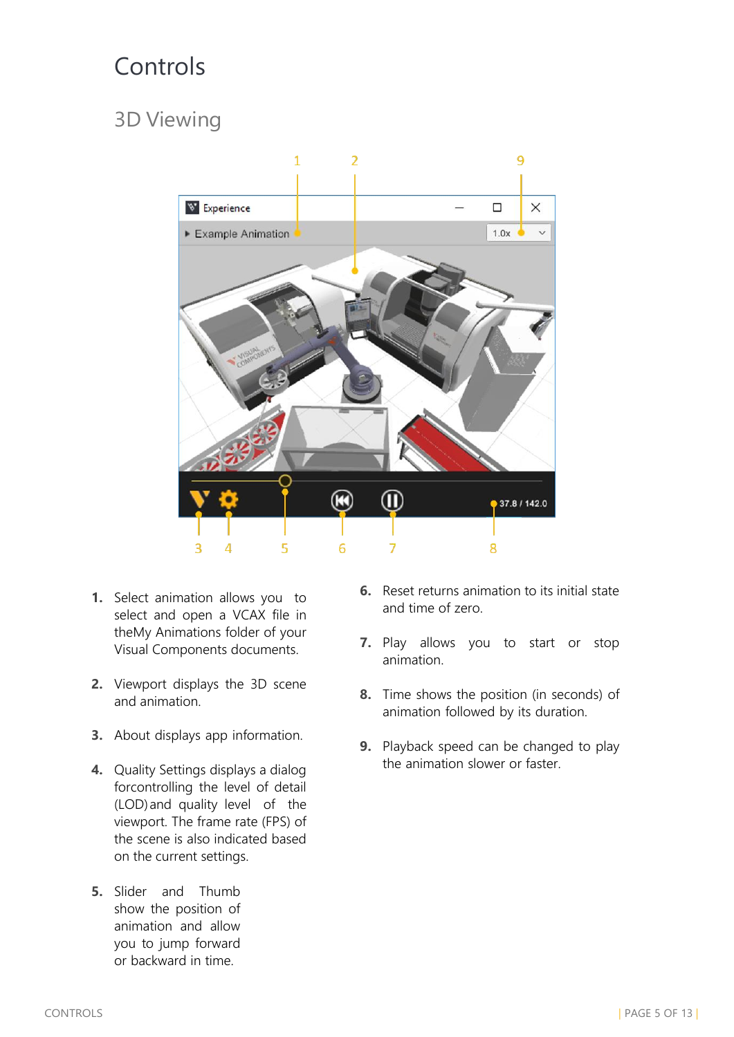# Controls

## 3D Viewing

1. Select animation allows you to select and open a VCAX file in theMy Animations folder of your Visual Components documents.

2. Viewport displays the 3D scene and animation.

3. About displays app information.

4. Quality Settings displays a dialog forcontrolling the level of detail (LOD) and quality level of the viewport. The frame rate (FPS) of the scene is also indicated based on the current settings.

5. Slider and Thumb show the position of animation and allow you to jump forward or backward in time.

6. Reset returns animation to its initial state and time of zero.

7. Play allows you to start or stop animation.

8. Time shows the position (in seconds) of animation followed by its duration.

9. Playback speed can be changed to play the animation slower or faster.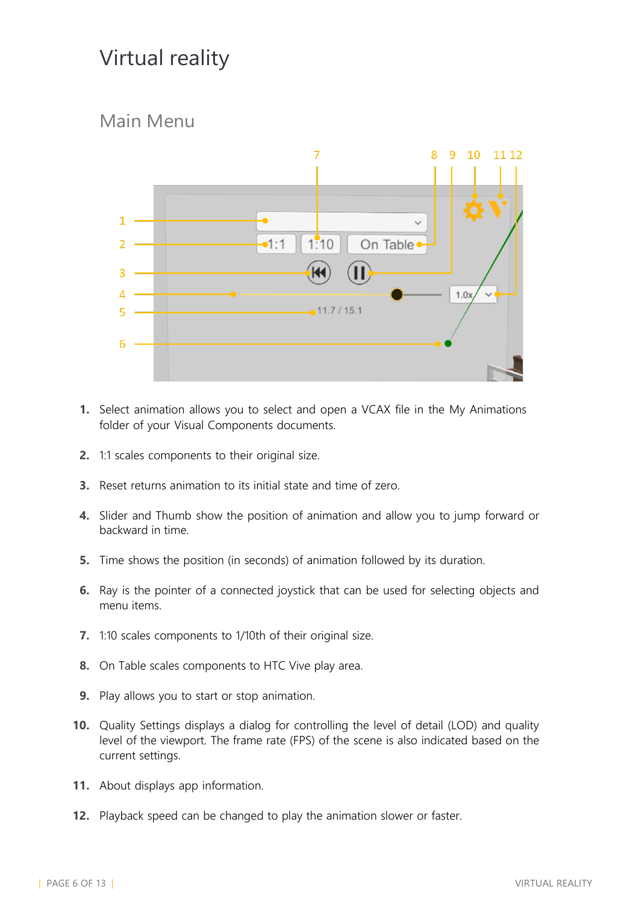# Virtual reality

## Main Menu

1. Select animation allows you to select and open a VCAX file in the My Animations folder of your Visual Components documents.
2. 1:1 scales components to their original size.
3. Reset returns animation to its initial state and time of zero.
4. Slider and Thumb show the position of animation and allow you to jump forward or backward in time.
5. Time shows the position (in seconds) of animation followed by its duration.
6. Ray is the pointer of a connected joystick that can be used for selecting objects and menu items.
7. 1:10 scales components to 1/10th of their original size.
8. On Table scales components to HTC Vive play area.
9. Play allows you to start or stop animation.
10. Quality Settings displays a dialog for controlling the level of detail (LOD) and quality level of the viewport. The frame rate (FPS) of the scene is also indicated based on the current settings.
11. About displays app information.
12. Playback speed can be changed to play the animation slower or faster.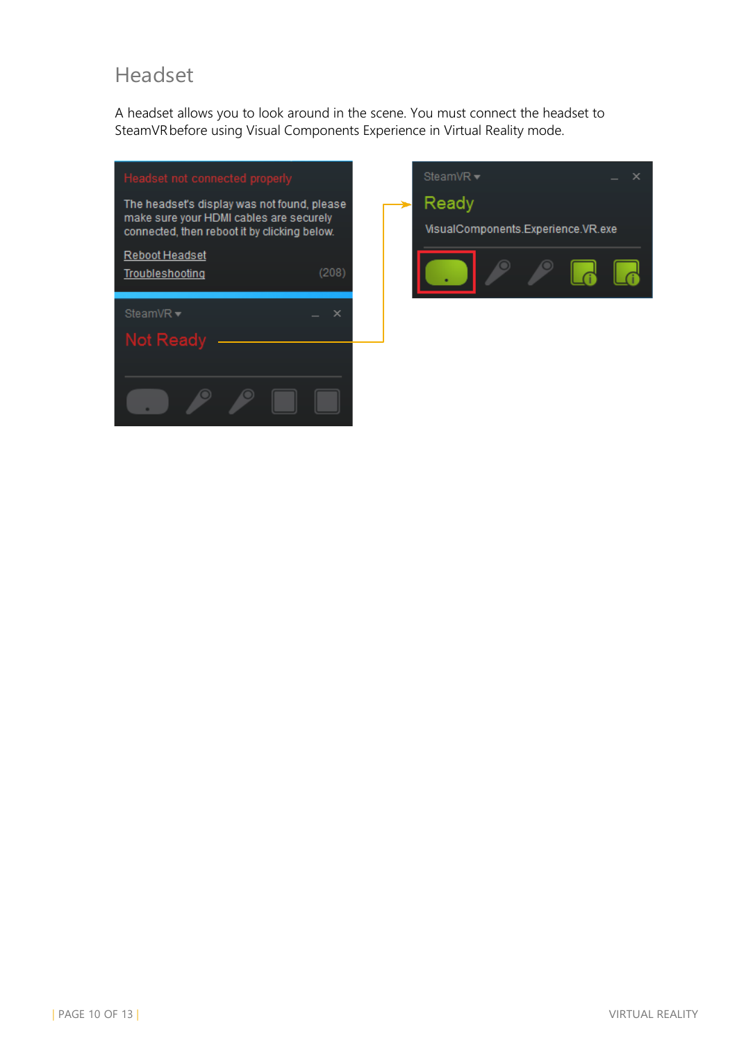## Headset

A headset allows you to look around in the scene. You must connect the headset to SteamVR before using Visual Components Experience in Virtual Reality mode.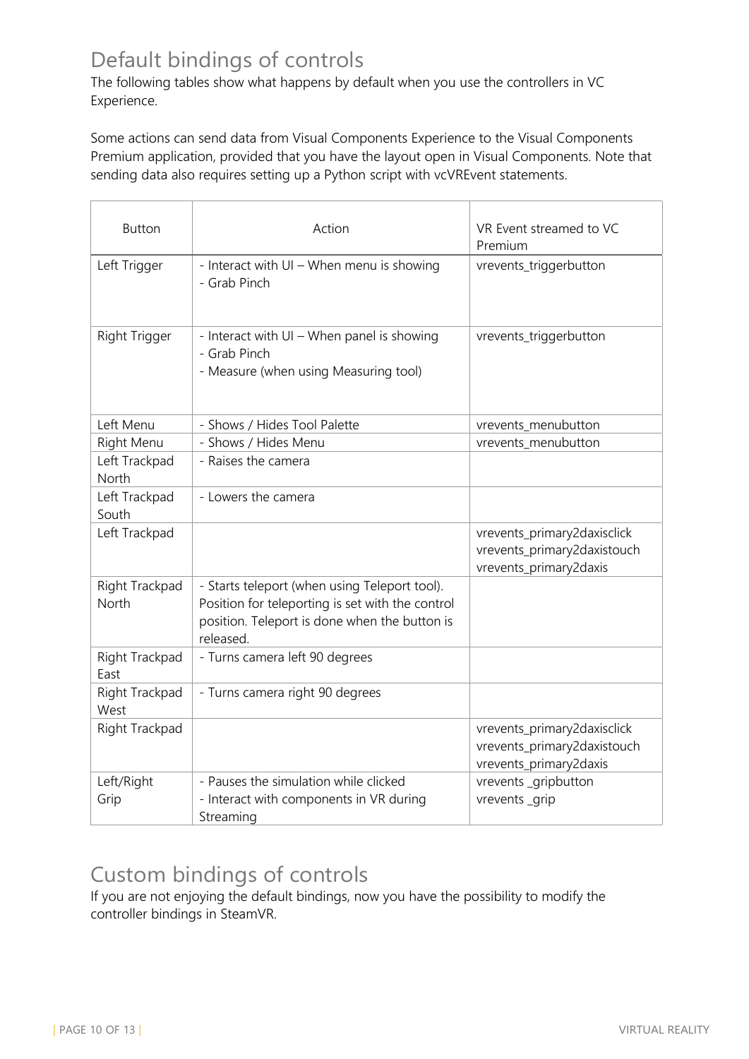## Default bindings of controls

The following tables show what happens by default when you use the controllers in VC Experience.

Some actions can send data from Visual Components Experience to the Visual Components Premium application, provided that you have the layout open in Visual Components. Note that sending data also requires setting up a Python script with vcVREvent statements.

| Button | Action | VR Event streamed to VC Premium |
|---|---|---|
| Left Trigger | - Interact with UI – When menu is showing<br>- Grab Pinch | vrevents_triggerbutton |
| Right Trigger | - Interact with UI – When panel is showing<br>- Grab Pinch<br>- Measure (when using Measuring tool) | vrevents_triggerbutton |
| Left Menu | - Shows / Hides Tool Palette | vrevents_menubutton |
| Right Menu | - Shows / Hides Menu | vrevents_menubutton |
| Left Trackpad North | - Raises the camera | |
| Left Trackpad South | - Lowers the camera | |
| Left Trackpad | | vrevents_primary2daxisclick<br>vrevents_primary2daxistouch<br>vrevents_primary2daxis |
| Right Trackpad North | - Starts teleport (when using Teleport tool). Position for teleporting is set with the control position. Teleport is done when the button is released. | |
| Right Trackpad East | - Turns camera left 90 degrees | |
| Right Trackpad West | - Turns camera right 90 degrees | |
| Right Trackpad | | vrevents_primary2daxisclick<br>vrevents_primary2daxistouch<br>vrevents_primary2daxis |
| Left/Right Grip | - Pauses the simulation while clicked<br>- Interact with components in VR during Streaming | vrevents _gripbutton<br>vrevents _grip |

## Custom bindings of controls

If you are not enjoying the default bindings, now you have the possibility to modify the controller bindings in SteamVR.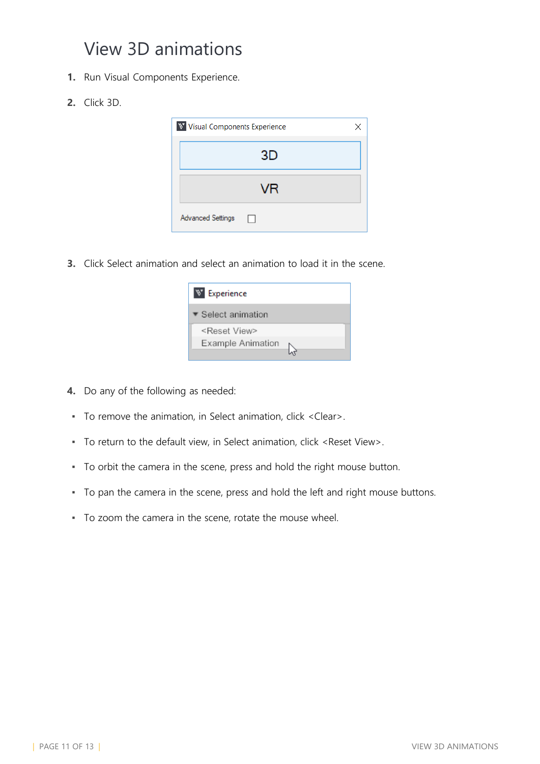# View 3D animations

1. Run Visual Components Experience.
2. Click 3D.
3. Click Select animation and select an animation to load it in the scene.
4. Do any of the following as needed:

- To remove the animation, in Select animation, click <Clear>.
- To return to the default view, in Select animation, click <Reset View>.
- To orbit the camera in the scene, press and hold the right mouse button.
- To pan the camera in the scene, press and hold the left and right mouse buttons.
- To zoom the camera in the scene, rotate the mouse wheel.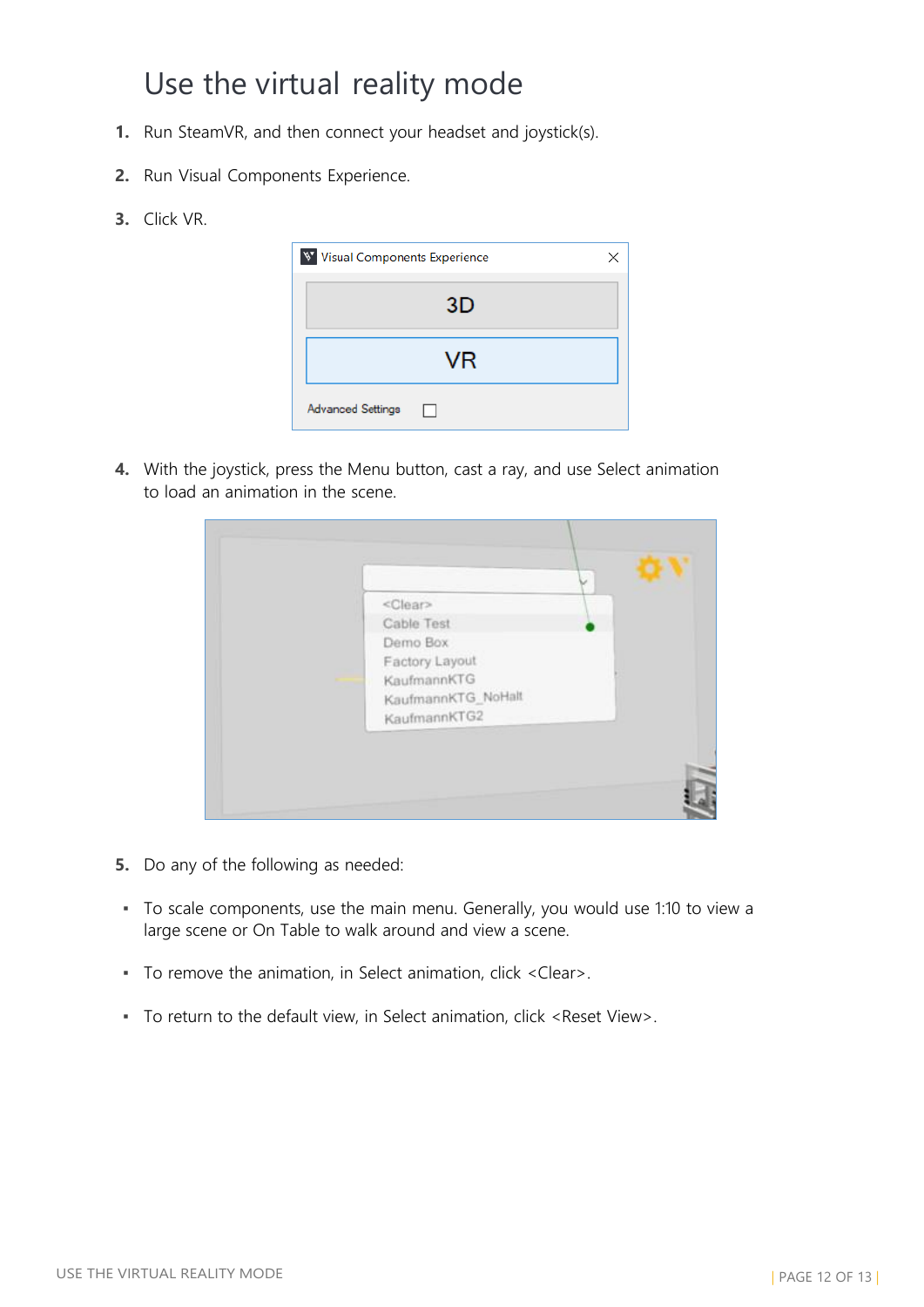# Use the virtual reality mode

1. Run SteamVR, and then connect your headset and joystick(s).
2. Run Visual Components Experience.
3. Click VR.
4. With the joystick, press the Menu button, cast a ray, and use Select animation to load an animation in the scene.
5. Do any of the following as needed:

- To scale components, use the main menu. Generally, you would use 1:10 to view a large scene or On Table to walk around and view a scene.
- To remove the animation, in Select animation, click <Clear>.
- To return to the default view, in Select animation, click <Reset View>.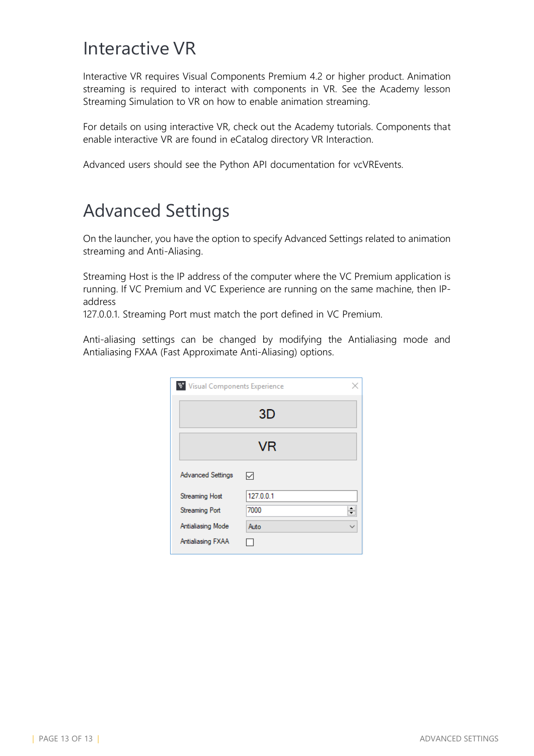# Interactive VR

Interactive VR requires Visual Components Premium 4.2 or higher product. Animation streaming is required to interact with components in VR. See the Academy lesson Streaming Simulation to VR on how to enable animation streaming.

For details on using interactive VR, check out the Academy tutorials. Components that enable interactive VR are found in eCatalog directory VR Interaction.

Advanced users should see the Python API documentation for vcVREvents.

# Advanced Settings

On the launcher, you have the option to specify Advanced Settings related to animation streaming and Anti-Aliasing.

Streaming Host is the IP address of the computer where the VC Premium application is running. If VC Premium and VC Experience are running on the same machine, then IP-address
127.0.0.1. Streaming Port must match the port defined in VC Premium.

Anti-aliasing settings can be changed by modifying the Antialiasing mode and Antialiasing FXAA (Fast Approximate Anti-Aliasing) options.

Visual Components Experience

3D

VR

Advanced Settings ☑

Streaming Host 127.0.0.1

Streaming Port 7000

Antialiasing Mode Auto

Antialiasing FXAA ☐